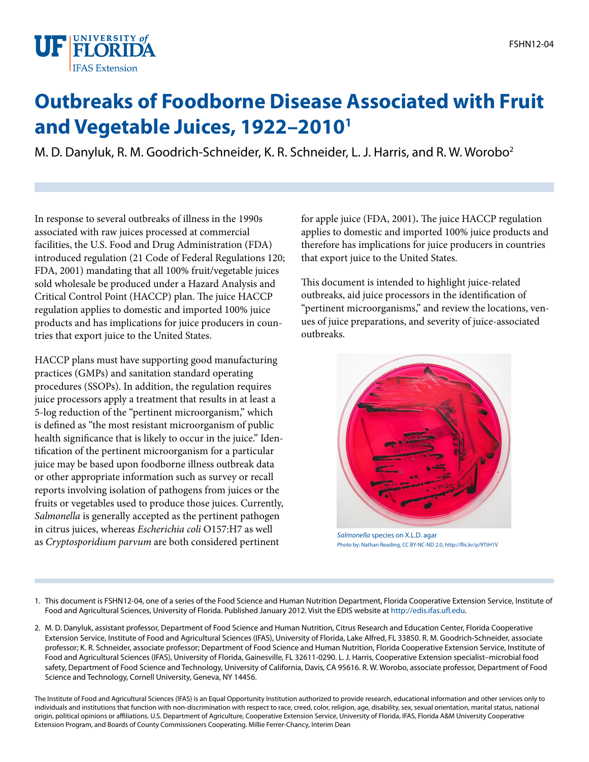# Outbreaks of Foodborne Disease Associated with Fruit and Vegetable Juices, 1922–2010[1]

M. D. Danyluk, R. M. Goodrich-Schneider, K. R. Schneider, L. J. Harris, and R. W. Worobo[2]

In response to several outbreaks of illness in the 1990s associated with raw juices processed at commercial facilities, the U.S. Food and Drug Administration (FDA) introduced regulation (21 Code of Federal Regulations 120; FDA, 2001) mandating that all 100% fruit/vegetable juices sold wholesale be produced under a Hazard Analysis and Critical Control Point (HACCP) plan. The juice HACCP regulation applies to domestic and imported 100% juice products and has implications for juice producers in countries that export juice to the United States.

HACCP plans must have supporting good manufacturing practices (GMPs) and sanitation standard operating procedures (SSOPs). In addition, the regulation requires juice processors apply a treatment that results in at least a 5-log reduction of the "pertinent microorganism," which is defined as "the most resistant microorganism of public health significance that is likely to occur in the juice." Identification of the pertinent microorganism for a particular juice may be based upon foodborne illness outbreak data or other appropriate information such as survey or recall reports involving isolation of pathogens from juices or the fruits or vegetables used to produce those juices. Currently, *Salmonella* is generally accepted as the pertinent pathogen in citrus juices, whereas *Escherichia coli* O157:H7 as well as *Cryptosporidium parvum* are both considered pertinent for apple juice (FDA, 2001). The juice HACCP regulation applies to domestic and imported 100% juice products and therefore has implications for juice producers in countries that export juice to the United States.

This document is intended to highlight juice-related outbreaks, aid juice processors in the identification of "pertinent microorganisms," and review the locations, venues of juice preparations, and severity of juice-associated outbreaks.

*Salmonella* species on X.L.D. agar
Photo by: Nathan Reading, CC BY-NC-ND 2.0, http://flic.kr/p/9TtH1V

1. This document is FSHN12-04, one of a series of the Food Science and Human Nutrition Department, Florida Cooperative Extension Service, Institute of Food and Agricultural Sciences, University of Florida. Published January 2012. Visit the EDIS website at http://edis.ifas.ufl.edu.

2. M. D. Danyluk, assistant professor, Department of Food Science and Human Nutrition, Citrus Research and Education Center, Florida Cooperative Extension Service, Institute of Food and Agricultural Sciences (IFAS), University of Florida, Lake Alfred, FL 33850. R. M. Goodrich-Schneider, associate professor; K. R. Schneider, associate professor; Department of Food Science and Human Nutrition, Florida Cooperative Extension Service, Institute of Food and Agricultural Sciences (IFAS), University of Florida, Gainesville, FL 32611-0290. L. J. Harris, Cooperative Extension specialist–microbial food safety, Department of Food Science and Technology, University of California, Davis, CA 95616. R. W. Worobo, associate professor, Department of Food Science and Technology, Cornell University, Geneva, NY 14456.

The Institute of Food and Agricultural Sciences (IFAS) is an Equal Opportunity Institution authorized to provide research, educational information and other services only to individuals and institutions that function with non-discrimination with respect to race, creed, color, religion, age, disability, sex, sexual orientation, marital status, national origin, political opinions or affiliations. U.S. Department of Agriculture, Cooperative Extension Service, University of Florida, IFAS, Florida A&M University Cooperative Extension Program, and Boards of County Commissioners Cooperating. Millie Ferrer-Chancy, Interim Dean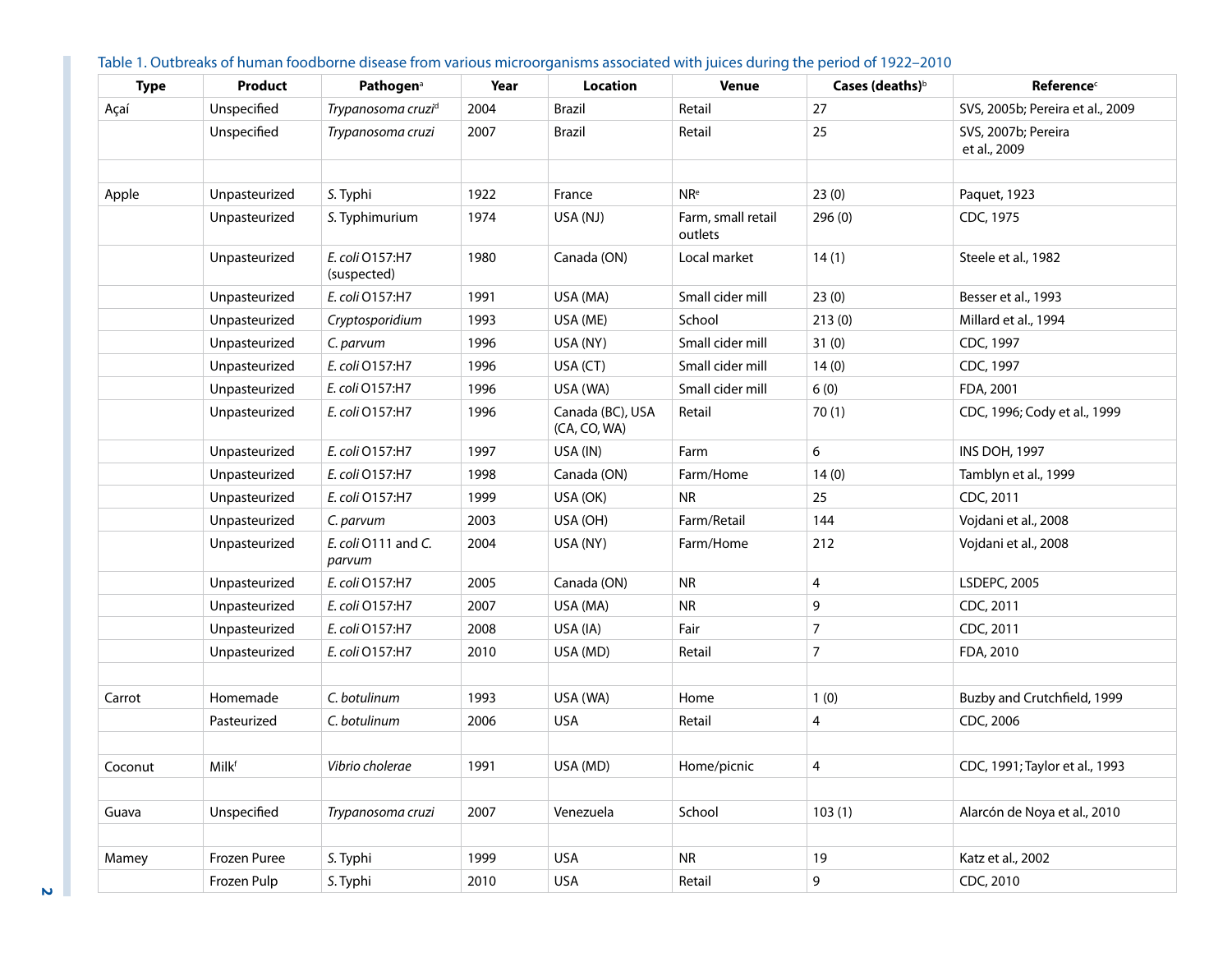Table 1. Outbreaks of human foodborne disease from various microorganisms associated with juices during the period of 1922–2010

| Type | Product | Pathogen[a] | Year | Location | Venue | Cases (deaths)[b] | Reference[c] |
|---|---|---|---|---|---|---|---|
| Açaí | Unspecified | *Trypanosoma cruzi*[d] | 2004 | Brazil | Retail | 27 | SVS, 2005b; Pereira et al., 2009 |
| | Unspecified | *Trypanosoma cruzi* | 2007 | Brazil | Retail | 25 | SVS, 2007b; Pereira et al., 2009 |
| | | | | | | | |
| Apple | Unpasteurized | *S.* Typhi | 1922 | France | NR[e] | 23 (0) | Paquet, 1923 |
| | Unpasteurized | *S.* Typhimurium | 1974 | USA (NJ) | Farm, small retail outlets | 296 (0) | CDC, 1975 |
| | Unpasteurized | *E. coli* O157:H7 (suspected) | 1980 | Canada (ON) | Local market | 14 (1) | Steele et al., 1982 |
| | Unpasteurized | *E. coli* O157:H7 | 1991 | USA (MA) | Small cider mill | 23 (0) | Besser et al., 1993 |
| | Unpasteurized | *Cryptosporidium* | 1993 | USA (ME) | School | 213 (0) | Millard et al., 1994 |
| | Unpasteurized | *C. parvum* | 1996 | USA (NY) | Small cider mill | 31 (0) | CDC, 1997 |
| | Unpasteurized | *E. coli* O157:H7 | 1996 | USA (CT) | Small cider mill | 14 (0) | CDC, 1997 |
| | Unpasteurized | *E. coli* O157:H7 | 1996 | USA (WA) | Small cider mill | 6 (0) | FDA, 2001 |
| | Unpasteurized | *E. coli* O157:H7 | 1996 | Canada (BC), USA (CA, CO, WA) | Retail | 70 (1) | CDC, 1996; Cody et al., 1999 |
| | Unpasteurized | *E. coli* O157:H7 | 1997 | USA (IN) | Farm | 6 | INS DOH, 1997 |
| | Unpasteurized | *E. coli* O157:H7 | 1998 | Canada (ON) | Farm/Home | 14 (0) | Tamblyn et al., 1999 |
| | Unpasteurized | *E. coli* O157:H7 | 1999 | USA (OK) | NR | 25 | CDC, 2011 |
| | Unpasteurized | *C. parvum* | 2003 | USA (OH) | Farm/Retail | 144 | Vojdani et al., 2008 |
| | Unpasteurized | *E. coli* O111 and *C. parvum* | 2004 | USA (NY) | Farm/Home | 212 | Vojdani et al., 2008 |
| | Unpasteurized | *E. coli* O157:H7 | 2005 | Canada (ON) | NR | 4 | LSDEPC, 2005 |
| | Unpasteurized | *E. coli* O157:H7 | 2007 | USA (MA) | NR | 9 | CDC, 2011 |
| | Unpasteurized | *E. coli* O157:H7 | 2008 | USA (IA) | Fair | 7 | CDC, 2011 |
| | Unpasteurized | *E. coli* O157:H7 | 2010 | USA (MD) | Retail | 7 | FDA, 2010 |
| | | | | | | | |
| Carrot | Homemade | *C. botulinum* | 1993 | USA (WA) | Home | 1 (0) | Buzby and Crutchfield, 1999 |
| | Pasteurized | *C. botulinum* | 2006 | USA | Retail | 4 | CDC, 2006 |
| | | | | | | | |
| Coconut | Milk[f] | *Vibrio cholerae* | 1991 | USA (MD) | Home/picnic | 4 | CDC, 1991; Taylor et al., 1993 |
| | | | | | | | |
| Guava | Unspecified | *Trypanosoma cruzi* | 2007 | Venezuela | School | 103 (1) | Alarcón de Noya et al., 2010 |
| | | | | | | | |
| Mamey | Frozen Puree | *S.* Typhi | 1999 | USA | NR | 19 | Katz et al., 2002 |
| | Frozen Pulp | *S.* Typhi | 2010 | USA | Retail | 9 | CDC, 2010 |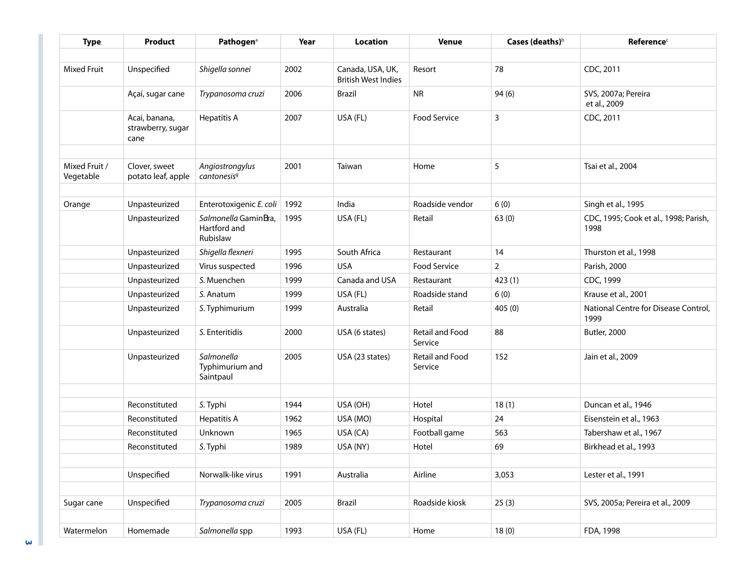| Type | Product | Pathogen[a] | Year | Location | Venue | Cases (deaths)[b] | Reference[c] |
|---|---|---|---|---|---|---|---|
| | | | | | | | |
| Mixed Fruit | Unspecified | *Shigella sonnei* | 2002 | Canada, USA, UK, British West Indies | Resort | 78 | CDC, 2011 |
| | Açaí, sugar cane | *Trypanosoma cruzi* | 2006 | Brazil | NR | 94 (6) | SVS, 2007a; Pereira et al., 2009 |
| | Acai, banana, strawberry, sugar cane | Hepatitis A | 2007 | USA (FL) | Food Service | 3 | CDC, 2011 |
| | | | | | | | |
| Mixed Fruit / Vegetable | Clover, sweet potato leaf, apple | *Angiostrongylus cantonesis*[g] | 2001 | Taiwan | Home | 5 | Tsai et al., 2004 |
| | | | | | | | |
| Orange | Unpasteurized | Enterotoxigenic *E. coli* | 1992 | India | Roadside vendor | 6 (0) | Singh et al., 1995 |
| | Unpasteurized | *Salmonella* Gaminara, Hartford and Rubislaw | 1995 | USA (FL) | Retail | 63 (0) | CDC, 1995; Cook et al., 1998; Parish, 1998 |
| | Unpasteurized | *Shigella flexneri* | 1995 | South Africa | Restaurant | 14 | Thurston et al., 1998 |
| | Unpasteurized | Virus suspected | 1996 | USA | Food Service | 2 | Parish, 2000 |
| | Unpasteurized | *S.* Muenchen | 1999 | Canada and USA | Restaurant | 423 (1) | CDC, 1999 |
| | Unpasteurized | *S.* Anatum | 1999 | USA (FL) | Roadside stand | 6 (0) | Krause et al., 2001 |
| | Unpasteurized | *S.* Typhimurium | 1999 | Australia | Retail | 405 (0) | National Centre for Disease Control, 1999 |
| | Unpasteurized | *S.* Enteritidis | 2000 | USA (6 states) | Retail and Food Service | 88 | Butler, 2000 |
| | Unpasteurized | *Salmonella* Typhimurium and Saintpaul | 2005 | USA (23 states) | Retail and Food Service | 152 | Jain et al., 2009 |
| | | | | | | | |
| | Reconstituted | *S.* Typhi | 1944 | USA (OH) | Hotel | 18 (1) | Duncan et al., 1946 |
| | Reconstituted | Hepatitis A | 1962 | USA (MO) | Hospital | 24 | Eisenstein et al., 1963 |
| | Reconstituted | Unknown | 1965 | USA (CA) | Football game | 563 | Tabershaw et al., 1967 |
| | Reconstituted | *S.* Typhi | 1989 | USA (NY) | Hotel | 69 | Birkhead et al., 1993 |
| | | | | | | | |
| | Unspecified | Norwalk-like virus | 1991 | Australia | Airline | 3,053 | Lester et al., 1991 |
| | | | | | | | |
| Sugar cane | Unspecified | *Trypanosoma cruzi* | 2005 | Brazil | Roadside kiosk | 25 (3) | SVS, 2005a; Pereira et al., 2009 |
| | | | | | | | |
| Watermelon | Homemade | *Salmonella* spp | 1993 | USA (FL) | Home | 18 (0) | FDA, 1998 |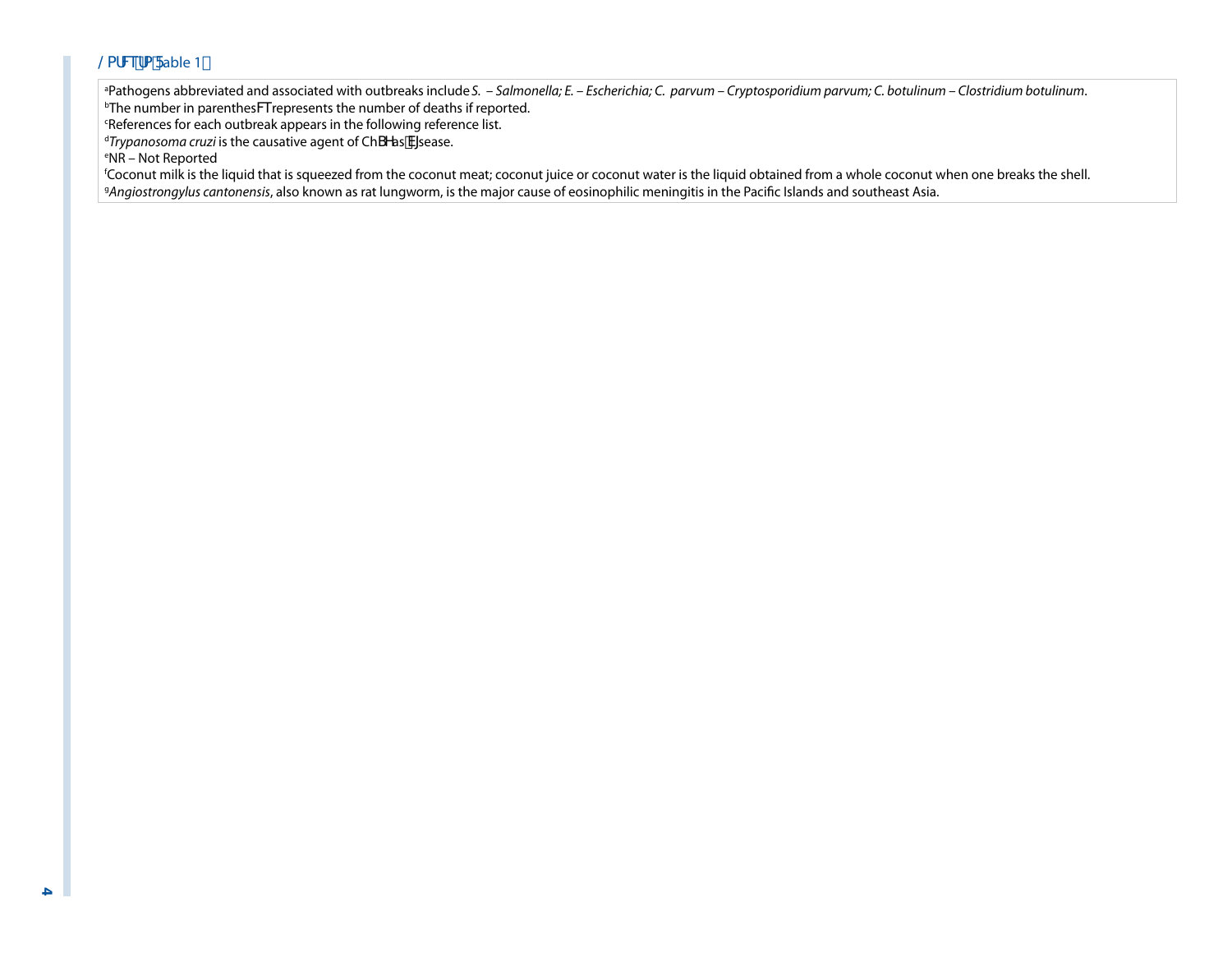Notes to Table 1

[a]Pathogens abbreviated and associated with outbreaks include *S.* – *Salmonella; E.* – *Escherichia; C. parvum* – *Cryptosporidium parvum; C. botulinum* – *Clostridium botulinum*.
[b]The number in parentheses represents the number of deaths if reported.
[c]References for each outbreak appears in the following reference list.
[d]*Trypanosoma cruzi* is the causative agent of Chagas disease.
[e]NR – Not Reported
[f]Coconut milk is the liquid that is squeezed from the coconut meat; coconut juice or coconut water is the liquid obtained from a whole coconut when one breaks the shell.
[g]*Angiostrongylus cantonensis*, also known as rat lungworm, is the major cause of eosinophilic meningitis in the Pacific Islands and southeast Asia.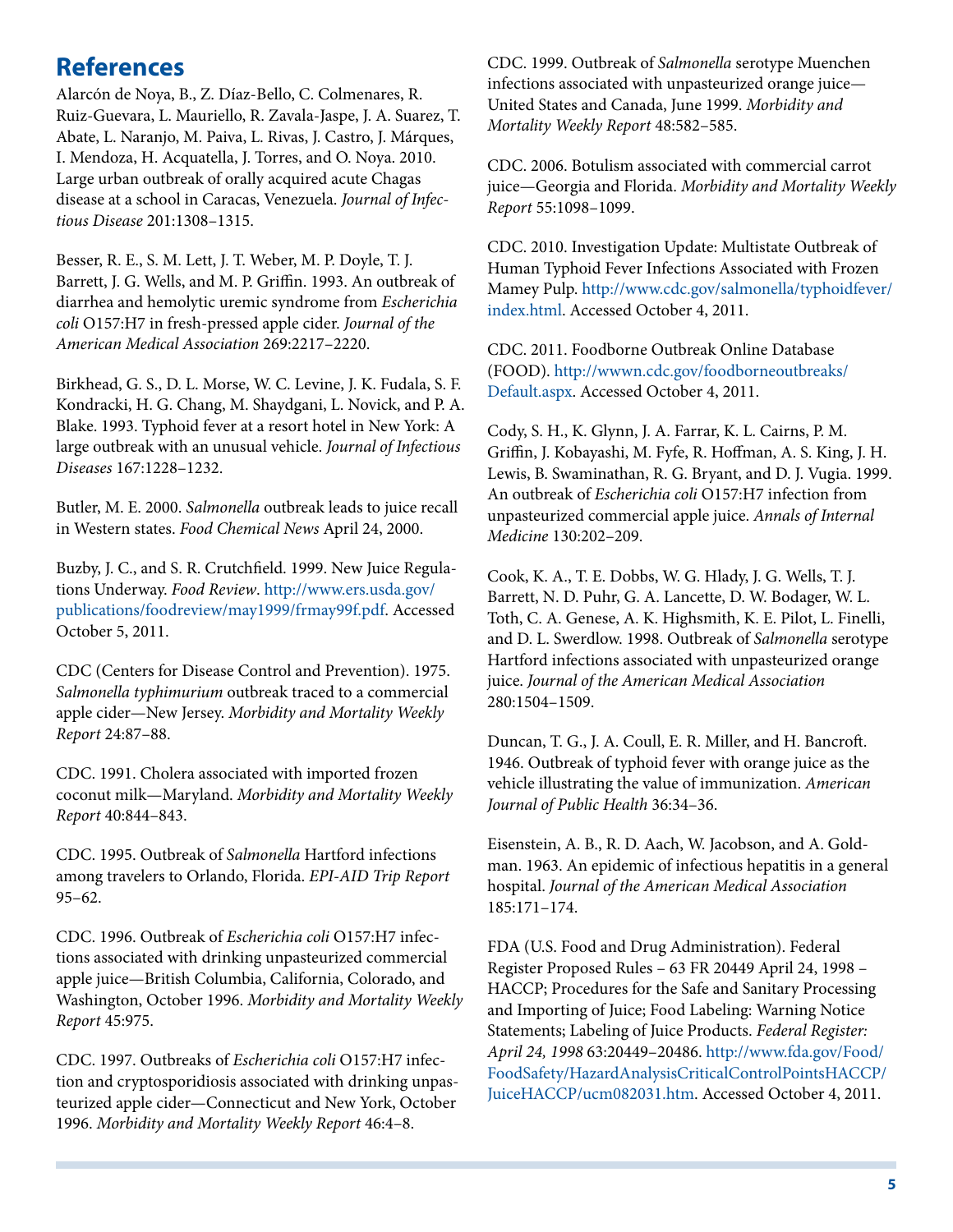## References

Alarcón de Noya, B., Z. Díaz-Bello, C. Colmenares, R. Ruiz-Guevara, L. Mauriello, R. Zavala-Jaspe, J. A. Suarez, T. Abate, L. Naranjo, M. Paiva, L. Rivas, J. Castro, J. Márques, I. Mendoza, H. Acquatella, J. Torres, and O. Noya. 2010. Large urban outbreak of orally acquired acute Chagas disease at a school in Caracas, Venezuela. *Journal of Infectious Disease* 201:1308–1315.

Besser, R. E., S. M. Lett, J. T. Weber, M. P. Doyle, T. J. Barrett, J. G. Wells, and M. P. Griffin. 1993. An outbreak of diarrhea and hemolytic uremic syndrome from *Escherichia coli* O157:H7 in fresh-pressed apple cider. *Journal of the American Medical Association* 269:2217–2220.

Birkhead, G. S., D. L. Morse, W. C. Levine, J. K. Fudala, S. F. Kondracki, H. G. Chang, M. Shaydgani, L. Novick, and P. A. Blake. 1993. Typhoid fever at a resort hotel in New York: A large outbreak with an unusual vehicle. *Journal of Infectious Diseases* 167:1228–1232.

Butler, M. E. 2000. *Salmonella* outbreak leads to juice recall in Western states. *Food Chemical News* April 24, 2000.

Buzby, J. C., and S. R. Crutchfield. 1999. New Juice Regulations Underway. *Food Review*. http://www.ers.usda.gov/publications/foodreview/may1999/frmay99f.pdf. Accessed October 5, 2011.

CDC (Centers for Disease Control and Prevention). 1975. *Salmonella typhimurium* outbreak traced to a commercial apple cider—New Jersey. *Morbidity and Mortality Weekly Report* 24:87–88.

CDC. 1991. Cholera associated with imported frozen coconut milk—Maryland. *Morbidity and Mortality Weekly Report* 40:844–843.

CDC. 1995. Outbreak of *Salmonella* Hartford infections among travelers to Orlando, Florida. *EPI-AID Trip Report* 95–62.

CDC. 1996. Outbreak of *Escherichia coli* O157:H7 infections associated with drinking unpasteurized commercial apple juice—British Columbia, California, Colorado, and Washington, October 1996. *Morbidity and Mortality Weekly Report* 45:975.

CDC. 1997. Outbreaks of *Escherichia coli* O157:H7 infection and cryptosporidiosis associated with drinking unpasteurized apple cider—Connecticut and New York, October 1996. *Morbidity and Mortality Weekly Report* 46:4–8.

CDC. 1999. Outbreak of *Salmonella* serotype Muenchen infections associated with unpasteurized orange juice—United States and Canada, June 1999. *Morbidity and Mortality Weekly Report* 48:582–585.

CDC. 2006. Botulism associated with commercial carrot juice—Georgia and Florida. *Morbidity and Mortality Weekly Report* 55:1098–1099.

CDC. 2010. Investigation Update: Multistate Outbreak of Human Typhoid Fever Infections Associated with Frozen Mamey Pulp. http://www.cdc.gov/salmonella/typhoidfever/index.html. Accessed October 4, 2011.

CDC. 2011. Foodborne Outbreak Online Database (FOOD). http://wwwn.cdc.gov/foodborneoutbreaks/Default.aspx. Accessed October 4, 2011.

Cody, S. H., K. Glynn, J. A. Farrar, K. L. Cairns, P. M. Griffin, J. Kobayashi, M. Fyfe, R. Hoffman, A. S. King, J. H. Lewis, B. Swaminathan, R. G. Bryant, and D. J. Vugia. 1999. An outbreak of *Escherichia coli* O157:H7 infection from unpasteurized commercial apple juice. *Annals of Internal Medicine* 130:202–209.

Cook, K. A., T. E. Dobbs, W. G. Hlady, J. G. Wells, T. J. Barrett, N. D. Puhr, G. A. Lancette, D. W. Bodager, W. L. Toth, C. A. Genese, A. K. Highsmith, K. E. Pilot, L. Finelli, and D. L. Swerdlow. 1998. Outbreak of *Salmonella* serotype Hartford infections associated with unpasteurized orange juice. *Journal of the American Medical Association* 280:1504–1509.

Duncan, T. G., J. A. Coull, E. R. Miller, and H. Bancroft. 1946. Outbreak of typhoid fever with orange juice as the vehicle illustrating the value of immunization. *American Journal of Public Health* 36:34–36.

Eisenstein, A. B., R. D. Aach, W. Jacobson, and A. Goldman. 1963. An epidemic of infectious hepatitis in a general hospital. *Journal of the American Medical Association* 185:171–174.

FDA (U.S. Food and Drug Administration). Federal Register Proposed Rules – 63 FR 20449 April 24, 1998 – HACCP; Procedures for the Safe and Sanitary Processing and Importing of Juice; Food Labeling: Warning Notice Statements; Labeling of Juice Products. *Federal Register: April 24, 1998* 63:20449–20486. http://www.fda.gov/Food/FoodSafety/HazardAnalysisCriticalControlPointsHACCP/JuiceHACCP/ucm082031.htm. Accessed October 4, 2011.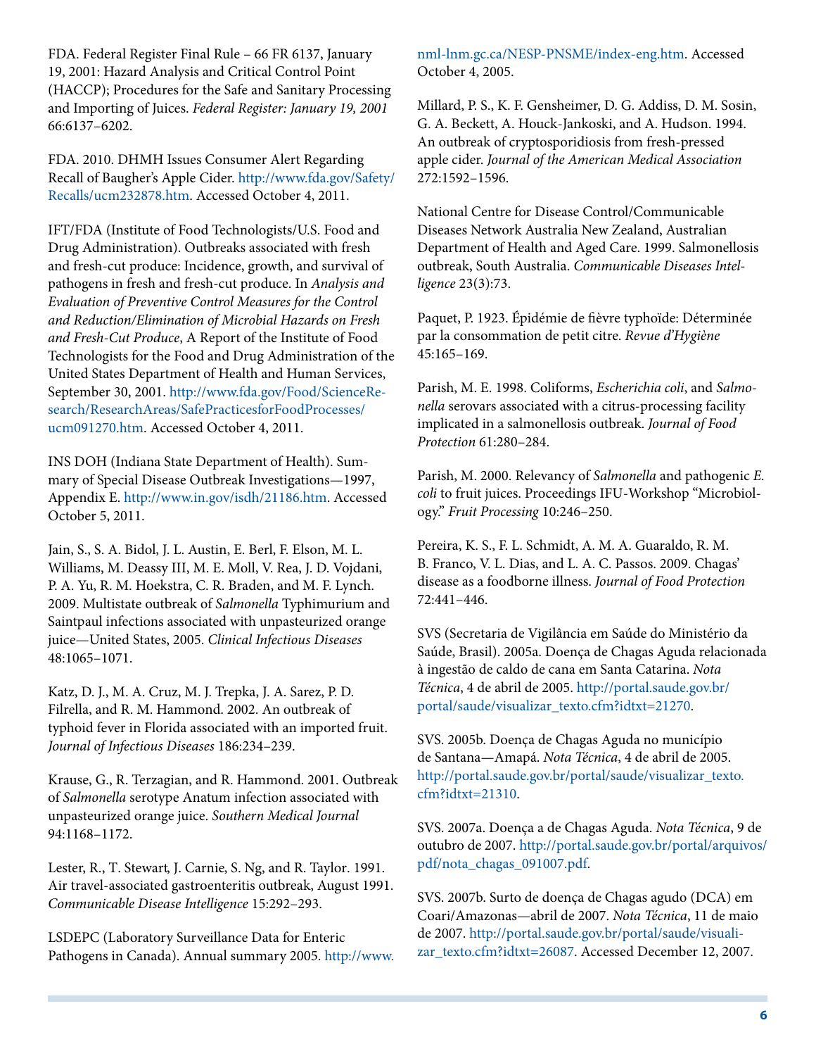FDA. Federal Register Final Rule – 66 FR 6137, January 19, 2001: Hazard Analysis and Critical Control Point (HACCP); Procedures for the Safe and Sanitary Processing and Importing of Juices. *Federal Register: January 19, 2001* 66:6137–6202.

FDA. 2010. DHMH Issues Consumer Alert Regarding Recall of Baugher's Apple Cider. http://www.fda.gov/Safety/Recalls/ucm232878.htm. Accessed October 4, 2011.

IFT/FDA (Institute of Food Technologists/U.S. Food and Drug Administration). Outbreaks associated with fresh and fresh-cut produce: Incidence, growth, and survival of pathogens in fresh and fresh-cut produce. In *Analysis and Evaluation of Preventive Control Measures for the Control and Reduction/Elimination of Microbial Hazards on Fresh and Fresh-Cut Produce*, A Report of the Institute of Food Technologists for the Food and Drug Administration of the United States Department of Health and Human Services, September 30, 2001. http://www.fda.gov/Food/ScienceResearch/ResearchAreas/SafePracticesforFoodProcesses/ucm091270.htm. Accessed October 4, 2011.

INS DOH (Indiana State Department of Health). Summary of Special Disease Outbreak Investigations—1997, Appendix E. http://www.in.gov/isdh/21186.htm. Accessed October 5, 2011.

Jain, S., S. A. Bidol, J. L. Austin, E. Berl, F. Elson, M. L. Williams, M. Deassy III, M. E. Moll, V. Rea, J. D. Vojdani, P. A. Yu, R. M. Hoekstra, C. R. Braden, and M. F. Lynch. 2009. Multistate outbreak of *Salmonella* Typhimurium and Saintpaul infections associated with unpasteurized orange juice—United States, 2005. *Clinical Infectious Diseases* 48:1065–1071.

Katz, D. J., M. A. Cruz, M. J. Trepka, J. A. Sarez, P. D. Filrella, and R. M. Hammond. 2002. An outbreak of typhoid fever in Florida associated with an imported fruit. *Journal of Infectious Diseases* 186:234–239.

Krause, G., R. Terzagian, and R. Hammond. 2001. Outbreak of *Salmonella* serotype Anatum infection associated with unpasteurized orange juice. *Southern Medical Journal* 94:1168–1172.

Lester, R., T. Stewart, J. Carnie, S. Ng, and R. Taylor. 1991. Air travel-associated gastroenteritis outbreak, August 1991. *Communicable Disease Intelligence* 15:292–293.

LSDEPC (Laboratory Surveillance Data for Enteric Pathogens in Canada). Annual summary 2005. http://www.nml-lnm.gc.ca/NESP-PNSME/index-eng.htm. Accessed October 4, 2005.

Millard, P. S., K. F. Gensheimer, D. G. Addiss, D. M. Sosin, G. A. Beckett, A. Houck-Jankoski, and A. Hudson. 1994. An outbreak of cryptosporidiosis from fresh-pressed apple cider. *Journal of the American Medical Association* 272:1592–1596.

National Centre for Disease Control/Communicable Diseases Network Australia New Zealand, Australian Department of Health and Aged Care. 1999. Salmonellosis outbreak, South Australia. *Communicable Diseases Intelligence* 23(3):73.

Paquet, P. 1923. Épidémie de fièvre typhoïde: Déterminée par la consommation de petit citre. *Revue d'Hygiène* 45:165–169.

Parish, M. E. 1998. Coliforms, *Escherichia coli*, and *Salmonella* serovars associated with a citrus-processing facility implicated in a salmonellosis outbreak. *Journal of Food Protection* 61:280–284.

Parish, M. 2000. Relevancy of *Salmonella* and pathogenic *E. coli* to fruit juices. Proceedings IFU-Workshop "Microbiology." *Fruit Processing* 10:246–250.

Pereira, K. S., F. L. Schmidt, A. M. A. Guaraldo, R. M. B. Franco, V. L. Dias, and L. A. C. Passos. 2009. Chagas' disease as a foodborne illness. *Journal of Food Protection* 72:441–446.

SVS (Secretaria de Vigilância em Saúde do Ministério da Saúde, Brasil). 2005a. Doença de Chagas Aguda relacionada à ingestão de caldo de cana em Santa Catarina. *Nota Técnica*, 4 de abril de 2005. http://portal.saude.gov.br/portal/saude/visualizar_texto.cfm?idtxt=21270.

SVS. 2005b. Doença de Chagas Aguda no município de Santana—Amapá. *Nota Técnica*, 4 de abril de 2005. http://portal.saude.gov.br/portal/saude/visualizar_texto.cfm?idtxt=21310.

SVS. 2007a. Doença a de Chagas Aguda. *Nota Técnica*, 9 de outubro de 2007. http://portal.saude.gov.br/portal/arquivos/pdf/nota_chagas_091007.pdf.

SVS. 2007b. Surto de doença de Chagas agudo (DCA) em Coari/Amazonas—abril de 2007. *Nota Técnica*, 11 de maio de 2007. http://portal.saude.gov.br/portal/saude/visualizar_texto.cfm?idtxt=26087. Accessed December 12, 2007.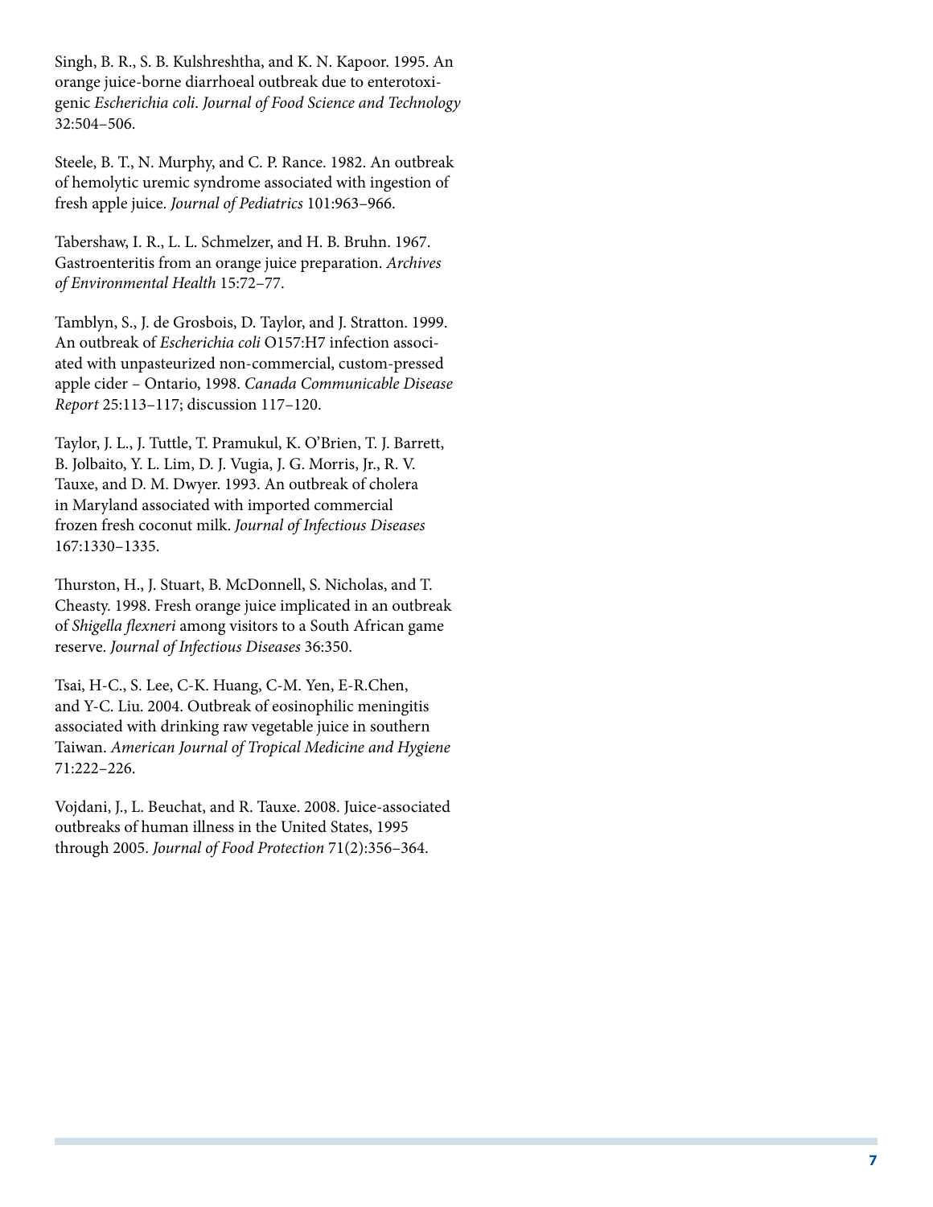Singh, B. R., S. B. Kulshreshtha, and K. N. Kapoor. 1995. An orange juice-borne diarrhoeal outbreak due to enterotoxigenic *Escherichia coli*. *Journal of Food Science and Technology* 32:504–506.

Steele, B. T., N. Murphy, and C. P. Rance. 1982. An outbreak of hemolytic uremic syndrome associated with ingestion of fresh apple juice. *Journal of Pediatrics* 101:963–966.

Tabershaw, I. R., L. L. Schmelzer, and H. B. Bruhn. 1967. Gastroenteritis from an orange juice preparation. *Archives of Environmental Health* 15:72–77.

Tamblyn, S., J. de Grosbois, D. Taylor, and J. Stratton. 1999. An outbreak of *Escherichia coli* O157:H7 infection associated with unpasteurized non-commercial, custom-pressed apple cider – Ontario, 1998. *Canada Communicable Disease Report* 25:113–117; discussion 117–120.

Taylor, J. L., J. Tuttle, T. Pramukul, K. O'Brien, T. J. Barrett, B. Jolbaito, Y. L. Lim, D. J. Vugia, J. G. Morris, Jr., R. V. Tauxe, and D. M. Dwyer. 1993. An outbreak of cholera in Maryland associated with imported commercial frozen fresh coconut milk. *Journal of Infectious Diseases* 167:1330–1335.

Thurston, H., J. Stuart, B. McDonnell, S. Nicholas, and T. Cheasty. 1998. Fresh orange juice implicated in an outbreak of *Shigella flexneri* among visitors to a South African game reserve. *Journal of Infectious Diseases* 36:350.

Tsai, H-C., S. Lee, C-K. Huang, C-M. Yen, E-R.Chen, and Y-C. Liu. 2004. Outbreak of eosinophilic meningitis associated with drinking raw vegetable juice in southern Taiwan. *American Journal of Tropical Medicine and Hygiene* 71:222–226.

Vojdani, J., L. Beuchat, and R. Tauxe. 2008. Juice-associated outbreaks of human illness in the United States, 1995 through 2005. *Journal of Food Protection* 71(2):356–364.